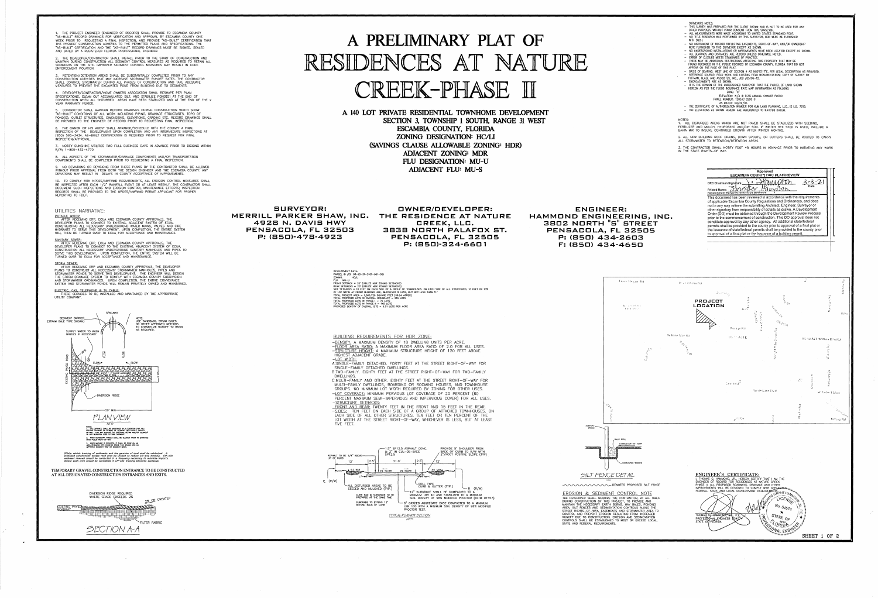# A PRELIMINARY PLAT OF RESIDENCES AT NATURE CREEK-PHASE II

## A 140 LOT PRIVATE RESIDENTIAL TOWNHOME DEVELOPMENT
## SECTION 3, TOWNSHIP 1 SOUTH, RANGE 31 WEST
## ESCAMBIA COUNTY, FLORIDA
## ZONING DESIGNATION: HC/LI
## (SAVINGS CLAUSE ALLOWABLE ZONING: HDR)
## ADJACENT ZONING: MDR
## FLU DESIGNATION: MU-U
## ADJACENT FLU: MU-S

1. THE PROJECT ENGINEER (ENGINEER OF RECORD) SHALL PROVIDE TO ESCAMBIA COUNTY "AS-BUILT" RECORD DRAWINGS FOR VERIFICATION AND APPROVAL BY ESCAMBIA COUNTY ONE WEEK PRIOR TO REQUESTING A FINAL INSPECTION, AND PROVIDE "AS-BUILT" CERTIFICATION THAT THE PROJECT CONSTRUCTION ADHERES TO THE PERMITTED PLANS AND SPECIFICATIONS. THE "AS-BUILT" CERTIFICATION AND THE "AS-BUILT" RECORD DRAWINGS MUST BE SIGNED, SEALED AND DATED BY A REGISTERED FLORIDA PROFESSIONAL ENGINEER.

2. THE DEVELOPER/CONTRACTOR SHALL INSTALL PRIOR TO THE START OF CONSTRUCTION AND MAINTAIN DURING CONSTRUCTION ALL SEDIMENT CONTROL MEASURES AS REQUIRED TO RETAIN ALL SEDIMENTS ON THE SITE. IMPROPER SEDIMENT CONTROL MEASURES MAY RESULT IN CODE ENFORCEMENT VIOLATION.

3. RETENTION/DETENTION AREAS SHALL BE SUBSTANTIALLY COMPLETED PRIOR TO ANY CONSTRUCTION ACTIVITIES THAT MAY INCREASE STORMWATER RUNOFF RATES. THE CONTRACTOR SHALL CONTROL STORMWATER DURING ALL PHASES OF CONSTRUCTION AND TAKE ADEQUATE MEASURES TO PREVENT THE EXCAVATED POND FROM BLINDING DUE TO SEDIMENTS.

4. DEVELOPER/CONTRACTOR/HOME OWNERS ASSOCIATION SHALL RESHAPE PER PLAN SPECIFICATIONS, CLEAN OUT ACCUMULATED SILT, AND STABILIZE POND(S) AT THE END OF CONSTRUCTION WHEN ALL DISTURBED AREAS HAVE BEEN STABILIZED AND AT THE END OF THE 2 YEAR WARRANTY PERIOD.

5. CONTRACTOR SHALL MAINTAIN RECORD DRAWINGS DURING CONSTRUCTION WHICH SHOW "AS-BUILT" CONDITIONS OF ALL WORK INCLUDING PIPING, DRAINAGE STRUCTURES, TOPO OF POND(S), OUTLET STRUCTURES, DIMENSIONS, ELEVATIONS, GRADING ETC. RECORD DRAWINGS SHALL BE PROVIDED TO THE ENGINEER OF RECORD PRIOR TO REQUESTING FINAL INSPECTION.

6. THE OWNER OR HIS AGENT SHALL ARRANGE/SCHEDULE WITH THE COUNTY A FINAL INSPECTION OF THE DEVELOPMENT UPON COMPLETION AND ANY INTERMEDIATE INSPECTIONS AT (850) 595-3434. AS-BUILT CERTIFICATION IS REQUIRED PRIOR TO REQUEST FOR FINAL INSPECTION/APPROVAL.

7. NOTIFY SUNSHINE UTILITIES TWO FULL BUSINESS DAYS IN ADVANCE PRIOR TO DIGGING WITHIN R/W; 1-800-432-4770.

8. ALL ASPECTS OF THE STORMWATER/DRAINAGE COMPONENTS AND/OR TRANSPORTATION COMPONENTS SHALL BE COMPLETED PRIOR TO REQUESTING A FINAL INSPECTION.

9. NO DEVIATIONS OR REVISIONS FROM THESE PLANS BY THE CONTRACTOR SHALL BE ALLOWED WITHOUT PRIOR APPROVAL FROM BOTH THE DESIGN ENGINEER AND THE ESCAMBIA COUNTY. ANY DEVIATIONS MAY RESULT IN DELAYS IN COUNTY ACCEPTANCE OF IMPROVEMENTS.

10. TO COMPLY WITH NPDES/NWFWMD REQUIREMENTS, ALL EROSION CONTROL MEASURES SHALL BE INSPECTED AFTER EACH 1/2" RAINFALL EVENT OR AT LEAST WEEKLY. THE CONTRACTOR SHALL DOCUMENT SUCH INSPECTIONS AND EROSION CONTROL MAINTENANCE EFFORTS; INSPECTION RECORDS SHALL BE PROVIDED TO THE NPDES/NWFWMD PERMIT APPLICANT FOR PROPER REPORTING TO FDEP.

### UTILITIES NARRATIVE:

**POTABLE WATER:**
AFTER RECEIVING ERP, ECUA AND ESCAMBIA COUNTY APPROVALS, THE DEVELOPER PLANS TO CONNECT TO EXISTING, ADJACENT SYSTEM OF ECUA, CONSTRUCTING ALL NECESSARY UNDERGROUND WATER MAINS, VALVES AND FIRE HYDRANTS TO SERVE THIS DEVELOPMENT. UPON COMPLETION, THE ENTIRE SYSTEM WILL THEN BE TURNED OVER TO ECUA FOR ACCEPTANCE AND MAINTENANCE.

**SANITARY SEWER:**
AFTER RECEIVING ERP, ECUA AND ESCAMBIA COUNTY APPROVALS, THE DEVELOPER PLANS TO CONNECT TO THE EXISTING, ADJACENT SYSTEM OF ECUA, CONSTRUCTION ALL NECESSARY UNDERGROUND SANITARY MANHOLES AND PIPES TO SERVE THIS DEVELOPMENT. UPON COMPLETION, THE ENTIRE SYSTEM WILL BE TURNED OVER TO ECUA FOR ACCEPTANCE AND MAINTENANCE.

**STORM SEWER:**
AFTER RECEIVING ERP AND ESCAMBIA COUNTY APPROVALS, THE DEVELOPER PLANS TO CONSTRUCT ALL NECESSARY STORMWATER MANHOLES, PIPES AND STORMWATER PONDS TO SERVE THIS DEVELOPMENT. THE ENGINEER WILL DESIGN THE STORM DRAINAGE SYSTEM TO COMPLY WITH ESCAMBIA COUNTY SUBDIVISION AND STORMWATER ORDINANCES. UPON COMPLETION, THE ENTIRE CONVEYANCE SYSTEM AND STORMWATER PONDS WILL REMAIN PRIVATELY OWNED AND MAINTAINED.

**ELECTRIC, GAS, TELEPHONE & TV CABLE:**
THESE SERVICES TO BE INSTALLED AND MAINTAINED BY THE APPROPRIATE UTILITY COMPANY.

SEDIMENT BARRIER (STRAW BALE TYPE SHOWN) — SPILLWAY — SUPPLY WATER TO WASH WHEELS IF NECESSARY — FLOW — DIVERSION RIDGE — 50' MIN.

NOTE: USE SANDBAGS, STRAW BALES OR OTHER APPROVED METHODS TO CHANNELIZE RUNOFF TO BASIN AS REQUIRED.

### PLAN VIEW
NTS

Offsite vehicle tracking of sediments and the generation of dust shall be minimized. A stabilized construction access (exit) shall be utilized to reduce off-site tracking. Off-site sediment removal should be conducted at a frequency necessary to minimize impacts. Vehicle wash area should be considered if off-site tracking becomes excessive.

**TEMPORARY GRAVEL CONSTRUCTION ENTRANCE TO BE CONSTRUCTED AT ALL DESIGNATED CONSTRUCTION ENTRANCES AND EXITS.**

DIVERSION RIDGE REQUIRED WHERE GRADE EXCEEDS 2% — 2% OR GREATER — EXISTING PAVED ROADWAY — FILTER FABRIC

### SECTION A-A

**SURVEYOR:**
MERRILL PARKER SHAW, INC.
4928 N. DAVIS HWY
PENSACOLA, FL 32503
P: (850)-478-4923

**OWNER/DEVELOPER:**
THE RESIDENCE AT NATURE CREEK, LLC.
3838 NORTH PALAFOX ST.
PENSACOLA, FL 32505
P: (850)-324-6601

**ENGINEER:**
HAMMOND ENGINEERING, INC.
3802 NORTH "S" STREET
PENSACOLA, FL 32505
P: (850) 434-2603
F: (850) 434-4650

DEVELOPMENT DATA:
PARCEL ID #'S: 03-1S-31-3101-001-001
ZONING: HC/LI
FLU: MU-U
FRONT SETBACK = 20' (URLEE HDR ZONING SETBACKS)
REAR SETBACKS = 20' (URLEE HDR ZONING SETBACKS)
SIDE SETBACKS = 10 FEET ON EACH SIDE OF A GROUP OF TOWNHOUSES. ON EACH SIDE OF ALL STRUCTURES, 10 FEET OR 10% OF LOT WIDTH AT FRONT BUILDING LINE, WHICHEVER IS LESS, BUT NOT LESS THAN 5'.
TOTAL PROJECT AREA = 1,565,712 SQUARE FEET (35.94 ACRES)
TOTAL PROPOSED LOTS IN OVERALL BOUNDARY = 216 LOTS
TOTAL PROPOSED LOTS IN PHASE I = 76 LOTS
TOTAL PROPOSED LOTS IN PHASE II = 140 LOTS
PROPOSED DENSITY OF OVERALL SITE = 6.01 LOTS PER ACRE

### BUILDING REQUIREMENTS FOR HDR ZONE:

- DENSITY: A MAXIMUM DENSITY OF 18 DWELLING UNITS PER ACRE.
- FLOOR AREA RATIO: A MAXIMUM FLOOR AREA RATIO OF 2.0 FOR ALL USES.
- STRUCTURE HEIGHT: A MAXIMUM STRUCTURE HEIGHT OF 120 FEET ABOVE HIGHEST ADJACENT GRADE.
- LOT WIDTH:
  - A. SINGLE-FAMILY DETACHED. FORTY FEET AT THE STREET RIGHT-OF-WAY FOR SINGLE-FAMILY DETACHED DWELLINGS.
  - B. TWO-FAMILY. EIGHTY FEET AT THE STREET RIGHT-OF-WAY FOR TWO-FAMILY DWELLINGS.
  - C. MULTI-FAMILY AND OTHER. EIGHTY FEET AT THE STREET RIGHT-OF-WAY FOR MULTI-FAMILY DWELLINGS, BOARDING OR ROOMING HOUSES, AND TOWNHOUSE GROUPS. NO MINIMUM LOT WIDTH REQUIRED BY ZONING FOR OTHER USES.
- LOT COVERAGE: MINIMUM PERVIOUS LOT COVERAGE OF 20 PERCENT (80 PERCENT MAXIMUM SEMI-IMPERVIOUS AND IMPERVIOUS COVER) FOR ALL USES.
- STRUCTURE SETBACKS:
  - FRONT AND REAR: TWENTY FEET IN THE FRONT AND 15 FEET IN THE REAR.
  - SIDES: TEN FEET ON EACH SIDE OF A GROUP OF ATTACHED TOWNHOUSES. ON EACH SIDE OF ALL OTHER STRUCTURES, TEN FEET OR TEN PERCENT OF THE LOT WIDTH AT THE STREET RIGHT-OF-WAY, WHICHEVER IS LESS, BUT AT LEAST FIVE FEET.

1.5" SP12.5 ASPHALT CONC. & 2" IN CUL-DE-SACS SP12.5 — PROVIDE 5' SHOULDER FROM BACK OF CURB TO R/W WITH 2"/FOOT POSITIVE SLOPE (TYP) — ASPHALT TO BE 1/4" ABOVE LIP OF CURB — 12' — 2.5' — 21.0' — 2.5' — 12' — 2% SLOPE — 2% SLOPE — 4:1 MAX — ℄ (R/W) — ROLL TYPE CURB & GUTTER (TYP.) — ALL DISTURBED AREAS TO BE SEEDED AND MULCHED (TYP.) — CURB PAD & SUBGRADE TO BE PREPARED AT THE SAME TIME — SUBGRADE TO EXTEND 12" BEYOND BACK OF CURB — 12" SUBGRADE SHALL BE COMPACTED TO A MINIMUM LBR 40 AND STABILIZED TO A MINIMUM SOIL DENSITY OF 98% MODIFIED PROCTOR (ASTM D1557). — 6" GRADED AGGREGATE BASE COMPACTED TO A MINIMUM LBR 100 WITH A MINIMUM SOIL DENSITY OF 98% MODIFIED PROCTOR TEST.

### TYPICAL ROADWAY SECTION
NTS

SURVEYORS NOTES:
- THIS SURVEY WAS PREPARED FOR THE CLIENT SHOWN AND IS NOT TO BE USED FOR ANY OTHER PURPOSES WITHOUT PRIOR CONSENT FROM THIS SURVEYOR.
- ALL MEASUREMENTS WERE MADE ACCORDING TO UNITED STATES STANDARD FOOT.
- NO TITLE RESEARCH WAS PERFORMED BY THIS SURVEYOR, NOR WERE WE FURNISHED WITH SUCH.
- NO INSTRUMENT OF RECORD REFLECTING EASEMENTS, RIGHT-OF-WAY, AND/OR OWNERSHIP WERE FURNISHED TO THIS SURVEYOR EXCEPT AS SHOWN.
- NO UNDERGROUND INSTALLATIONS OR IMPROVEMENTS HAVE BEEN LOCATED EXCEPT AS SHOWN.
- ALL BEARINGS AND DISTANCES ARE RECORD UNLESS OTHERWISE NOTED.
- ERROR OF CLOSURE MEETS STANDARDS OF PRACTICE.
- THERE MAY BE ADDITIONAL RESTRICTIONS AFFECTING THIS PROPERTY THAT MAY BE FOUND RECORDED IN THE PUBLIC RECORDS OF ESCAMBIA COUNTY, FLORIDA THAT DO NOT APPEAR ON THE FACE OF THIS PLAT.
- BASIS OF BEARING: WEST LINE OF SECTION 4 AS N00°15'17"E, PER LEGAL DESCRIPTION AS PROVIDED.
- REFERENCE SOURCE: FIELD WORK AND EXISTING FIELD MONUMENTATION. COPY OF SURVEY BY PITTMAN, GLAZE AND ASSOCIATES, INC., JOB #201116-12.
- ENCROACHMENTS ARE AS SHOWN.
- IT IS THE OPINION OF THE UNDERSIGNED SURVEYOR THAT THE PARCEL OF LAND SHOWN HEREON AS PER THE FLOOD INSURANCE RATE MAP INFORMATION AS FOLLOWS:
  ZONE: "X"
  ELEVATION: N/A & 0.2% ANNUAL CHANCE FLOOD
  PANEL NUMBER: 12033C 0290 G
  AS DATED: 09/29/06
- THE CERTIFICATE OF AUTHORIZATION NUMBER FOR KIM LAND PLANNING, LLC., IS L.B. 7979.
- THE ELEVATIONS AS SHOWN HEREON ARE REFERENCED TO NAVD'88 DATUM.

NOTES:
1. ALL DISTURBED AREAS WHICH ARE NOT PAVED SHALL BE STABILIZED WITH SEEDING, FERTILIZER AND MULCH, HYDROSEED AND/OR SOD. IF WINTER RYE SEED IS USED, INCLUDE A BAHIA MIX TO INSURE CONTINUED GROWTH AFTER WINTER MONTHS.
2. ALL NEW BUILDING ROOF DRAINS, DOWN SPOUTS, OR GUTTERS SHALL BE ROUTED TO CARRY ALL STORMWATER TO RETENTION/DETENTION AREAS.
3. THE CONTRACTOR SHALL NOTIFY FDOT 48 HOURS IN ADVANCE PRIOR TO INITIATING ANY WORK IN THE STATE RIGHTS-OF-WAY.

**Approved**
**ESCAMBIA COUNTY DRC PLAN REVIEW**

DRC Chairman Signature: [signature] — Date: 3-3-21
Printed Name: Shoreter Hampton
Development Services Director or Designee

This document has been reviewed in accordance with the requirements of applicable Escambia County Regulations and Ordinances, and does not in any way relieve the submitting Architect, Engineer, Surveyor or other signatory from responsibility of details as drawn. A Development Order (DO) must be obtained through the Development Review Process prior to the commencement of construction. This DO approval does not constitute approval by any other agency. All additional state/federal permits shall be provided to the county prior to approval of a final plat or the issuance of state/federal permits shall be provided to the county prior to approval of a final plat or the issuance of a building permit.

PROJECT LOCATION

SUPPORT STAKE — BACK FILL — DIRECTION OF FLOW — EXCAVATED TRENCH

### SILT FENCE DETAIL
NTS

— DENOTES PROPOSED SILT FENCE

### EROSION & SEDIMENT CONTROL NOTE

THE DEVELOPER SHALL REQUIRE THE CONTRACTOR, AT ALL TIMES DURING CONSTRUCTION OF THIS PROJECT, TO PROVIDE AND MAINTAIN THE NECESSARY EARTH BERMS, HAY BALES, PONDING AREA, SILT FENCES AND SEDIMENTATION CONTROLS ALONG THE STREET RIGHTS-OF-WAY, EASEMENTS AND STORMWATER AREA TO CONTROL AND PREVENT EROSION RESULTING FROM INCREASED RUNOFF DUE TO CONSTRUCTION. EROSION AND SEDIMENTATION CONTROLS SHALL BE ESTABLISHED TO MEET OR EXCEED LOCAL, STATE AND FEDERAL REQUIREMENTS.

### ENGINEER'S CERTIFICATE:

I, THOMAS G. HAMMOND, JR., HEREBY CERTIFY THAT I AM THE ENGINEER OF RECORD FOR RESIDENCES AT NATURE CREEK PHASE II. ALL PROPOSED ROADWAYS, DRAINAGE AND OTHER IMPROVEMENTS WILL BE DESIGNED TO COMPLY WITH APPLICABLE FEDERAL, STATE AND LOCAL DEVELOPMENT REQUIREMENTS.

THOMAS G. HAMMOND, JR., P.E.
PROFESSIONAL ENGINEER 54574
STATE OF FLORIDA

SHEET 1 OF 2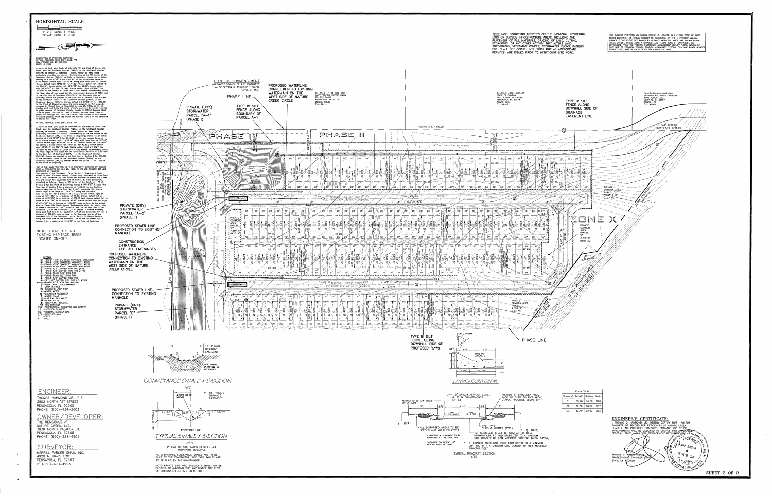## HORIZONTAL SCALE

11"x17" SCALE 1" = 120'
22"x34" SCALE 1" = 60'

NOTE: THERE ARE NO EXISTING HERITAGE TREES LOCATED ON-SITE.

POINT OF COMMENCEMENT
NORTHWEST CORNER OF THE SOUTHWEST 1/4 OF SECTION 3, TOWNSHIP 1 SOUTH, RANGE 31 WEST

PROPOSED WATERLINE CONNECTION TO EXISTING WATERMAIN ON THE WEST SIDE OF NATURE CREEK CIRCLE

PHASE LINE

PRIVATE (DRY) STORMWATER PARCEL "A-1" (PHASE I)

TYPE IV SILT FENCE ALONG BOUNDARY OF PARCEL A-1

PRIVATE (DRY) STORMWATER PARCEL "A-2" (PHASE I)

PROPOSED SEWER LINE CONNECTION TO EXISTING MANHOLE

CONSTRUCTION ENTRANCE TYP. ALL ENTRANCES

PROPOSED WATERLINE CONNECTION TO EXISTING WATERMAIN ON THE WEST SIDE OF NATURE CREEK CIRCLE

PROPOSED SEWER LINE CONNECTION TO EXISTING MANHOLE

PRIVATE (DRY) STORMWATER PARCEL "B" (PHASE I)

PHASE I

PHASE II

TYPE IV SILT FENCE ALONG DOWNHILL SIDE OF DRAINAGE EASEMENT LINE

ZONE X

TYPE II SILT FENCE ALONG DOWNHILL SIDE OF PROPOSED R/Ws

PHASE LINE

NOTE: LAND DISTURBING ACTIVITIES ON THE INDIVIDUAL RESIDENTIAL LOTS OR OUTSIDE INFRASTRUCTURE AREAS, INCLUDING THE PLACEMENT OF FILL MATERIALS, GRADING OF LAND, CUTTING, EXCAVATING, OR ANY OTHER ACTIVITY THAT ALTERS LAND TOPOGRAPHY, VEGETATIVE COVERS, STORMWATER FLOWS, PATTERNS, ETC. SHALL NOT OCCUR UNTIL SUCH TIME AS APPROPRIATE PERMIT(S) ARE ISSUED PRIOR TO INITIATION OF SITE WORK.

### CONVEYANCE SWALE X-SECTION

15' PRIVATE DRAINAGE EASEMENT

0.50' MIN. DEPTH

SIDE SLOPES & BOTTOM TO BE SODDED

### TYPICAL SWALE X-SECTION

NTS

TYPICAL OF SIDE YARDS BETWEEN ALL TOWNHOME BUILDINGS

SLOPES TO BE SODDED

15' PRIVATE DRAINAGE EASEMENT

PROPERTY LINE

NOTE: DRAINAGE CONVEYANCE SWALES ARE TO BE BUILT BY THE CONTRACTOR. SIDE YARD SWALES ARE TO BE BUILT BY THE HOMEBUILDER.

NOTE: PRIVATE SIDE YARD EASEMENTS SHALL NOT BE BLOCKED BY ANYTHING THAT MAY HINDER THE FLOW OF STORMWATER (i.e. A/C UNITS, ETC.).

### LAYBACK CURB DETAIL

### TYPICAL ROADWAY SECTION

NTS

1.5" SP12.5 ASPHALT CONC. & 2" IN CUL-DE-SACS SP12.5

ALL DISTURBED AREAS TO BE SEEDED AND MULCHED (TYP.)

CURB PAD & SUBGRADE TO BE PREPARED AT THE SAME TIME

SUBGRADE TO EXTEND 12" BEYOND BACK OF CURB

PROVIDE 5' SHOULDER FROM BACK OF CURB TO R/W WITH 2"/FOOT POSITIVE SLOPE (TYP)

ROLL TYPE CURB & GUTTER (TYP.)

12" SUBGRADE SHALL BE COMPACTED TO A MINIMUM LBR 40 AND STABILIZED TO A MINIMUM SOIL DENSITY OF 98% MODIFIED PROCTOR (ASTM D1557).

6" GRADED AGGREGATE BASE COMPACTED TO A MINIMUM LBR 100 WITH A MINIMUM SOIL DENSITY OF 98% MODIFIED PROCTOR TEST.

| Curve Table | | | |
|---|---|---|---|
| Curve # | Length | Radius | Delta |
| C1 | 55.76 | 35.50 | 090 |
| C2 | 39.30 | 60.50 | 037 |
| C3 | 32.70 | 35.50 | 053 |

## ENGINEER:

THOMAS HAMMOND JR., P.E.
3802 NORTH "S" STREET
PENSACOLA, FL 32505
PHONE: (850)-434-2603

## OWNER/DEVELOPER:

THE RESIDENCE AT NATURE CREEK, LLC.
3838 NORTH PALAFOX ST.
PENSACOLA, FL 32505
PHONE: (850)-324-6601

## SURVEYOR:

MERRILL PARKER SHAW, INC.
4928 N. DAVIS HWY
PENSACOLA, FL 32503
P: (850)-478-4923

## ENGINEER'S CERTIFICATE:

I, THOMAS G. HAMMOND, JR., HEREBY CERTIFY THAT I AM THE ENGINEER OF RECORD FOR RESIDENCES AT NATURE CREEK PHASE II. ALL PROPOSED ROADWAYS, DRAINAGE AND OTHER IMPROVEMENTS WILL BE DESIGNED TO COMPLY WITH APPLICABLE FEDERAL, STATE AND LOCAL DEVELOPMENT REQUIREMENTS.

THOMAS G. HAMMOND, JR., P.E.
PROFESSIONAL ENGINEER # 54574
STATE OF FLORIDA

SHEET 2 OF 2